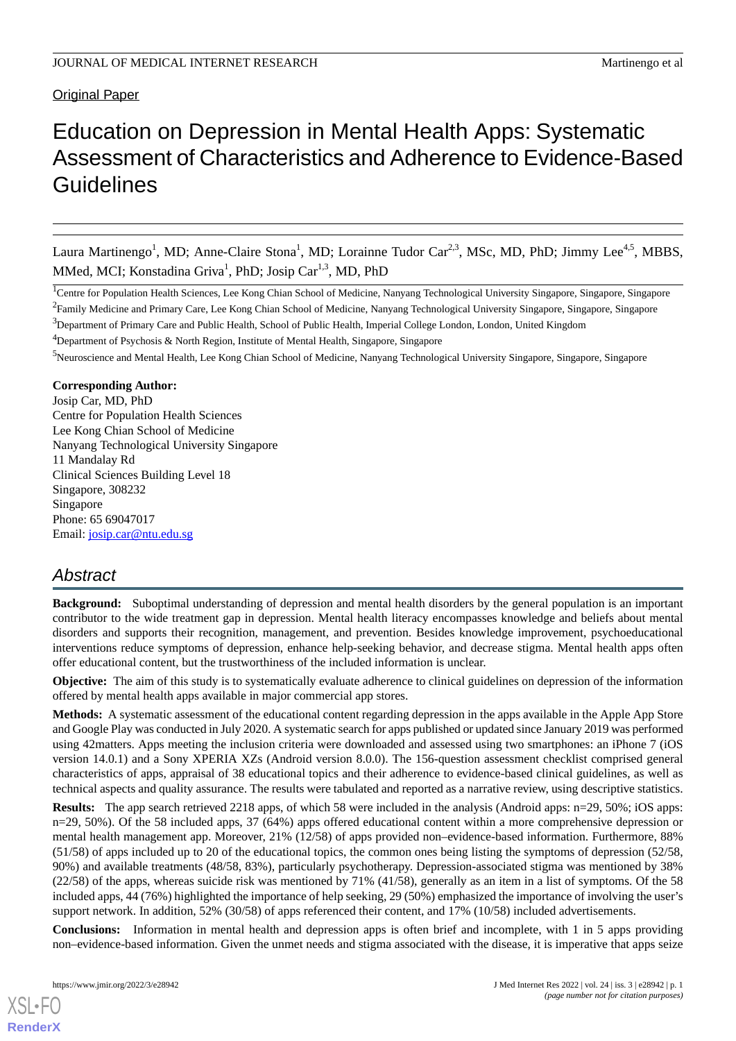Original Paper

# Education on Depression in Mental Health Apps: Systematic Assessment of Characteristics and Adherence to Evidence-Based Guidelines

Laura Martinengo[1], MD; Anne-Claire Stona[1], MD; Lorainne Tudor Car[2,3], MSc, MD, PhD; Jimmy Lee[4,5], MBBS, MMed, MCI; Konstadina Griva[1], PhD; Josip Car[1,3], MD, PhD

[1]Centre for Population Health Sciences, Lee Kong Chian School of Medicine, Nanyang Technological University Singapore, Singapore, Singapore

[2]Family Medicine and Primary Care, Lee Kong Chian School of Medicine, Nanyang Technological University Singapore, Singapore, Singapore

[3]Department of Primary Care and Public Health, School of Public Health, Imperial College London, London, United Kingdom

[4]Department of Psychosis & North Region, Institute of Mental Health, Singapore, Singapore

[5]Neuroscience and Mental Health, Lee Kong Chian School of Medicine, Nanyang Technological University Singapore, Singapore, Singapore

**Corresponding Author:**
Josip Car, MD, PhD
Centre for Population Health Sciences
Lee Kong Chian School of Medicine
Nanyang Technological University Singapore
11 Mandalay Rd
Clinical Sciences Building Level 18
Singapore, 308232
Singapore
Phone: 65 69047017
Email: josip.car@ntu.edu.sg

## *Abstract*

**Background:** Suboptimal understanding of depression and mental health disorders by the general population is an important contributor to the wide treatment gap in depression. Mental health literacy encompasses knowledge and beliefs about mental disorders and supports their recognition, management, and prevention. Besides knowledge improvement, psychoeducational interventions reduce symptoms of depression, enhance help-seeking behavior, and decrease stigma. Mental health apps often offer educational content, but the trustworthiness of the included information is unclear.

**Objective:** The aim of this study is to systematically evaluate adherence to clinical guidelines on depression of the information offered by mental health apps available in major commercial app stores.

**Methods:** A systematic assessment of the educational content regarding depression in the apps available in the Apple App Store and Google Play was conducted in July 2020. A systematic search for apps published or updated since January 2019 was performed using 42matters. Apps meeting the inclusion criteria were downloaded and assessed using two smartphones: an iPhone 7 (iOS version 14.0.1) and a Sony XPERIA XZs (Android version 8.0.0). The 156-question assessment checklist comprised general characteristics of apps, appraisal of 38 educational topics and their adherence to evidence-based clinical guidelines, as well as technical aspects and quality assurance. The results were tabulated and reported as a narrative review, using descriptive statistics.

**Results:** The app search retrieved 2218 apps, of which 58 were included in the analysis (Android apps: n=29, 50%; iOS apps: n=29, 50%). Of the 58 included apps, 37 (64%) apps offered educational content within a more comprehensive depression or mental health management app. Moreover, 21% (12/58) of apps provided non–evidence-based information. Furthermore, 88% (51/58) of apps included up to 20 of the educational topics, the common ones being listing the symptoms of depression (52/58, 90%) and available treatments (48/58, 83%), particularly psychotherapy. Depression-associated stigma was mentioned by 38% (22/58) of the apps, whereas suicide risk was mentioned by 71% (41/58), generally as an item in a list of symptoms. Of the 58 included apps, 44 (76%) highlighted the importance of help seeking, 29 (50%) emphasized the importance of involving the user's support network. In addition, 52% (30/58) of apps referenced their content, and 17% (10/58) included advertisements.

**Conclusions:** Information in mental health and depression apps is often brief and incomplete, with 1 in 5 apps providing non–evidence-based information. Given the unmet needs and stigma associated with the disease, it is imperative that apps seize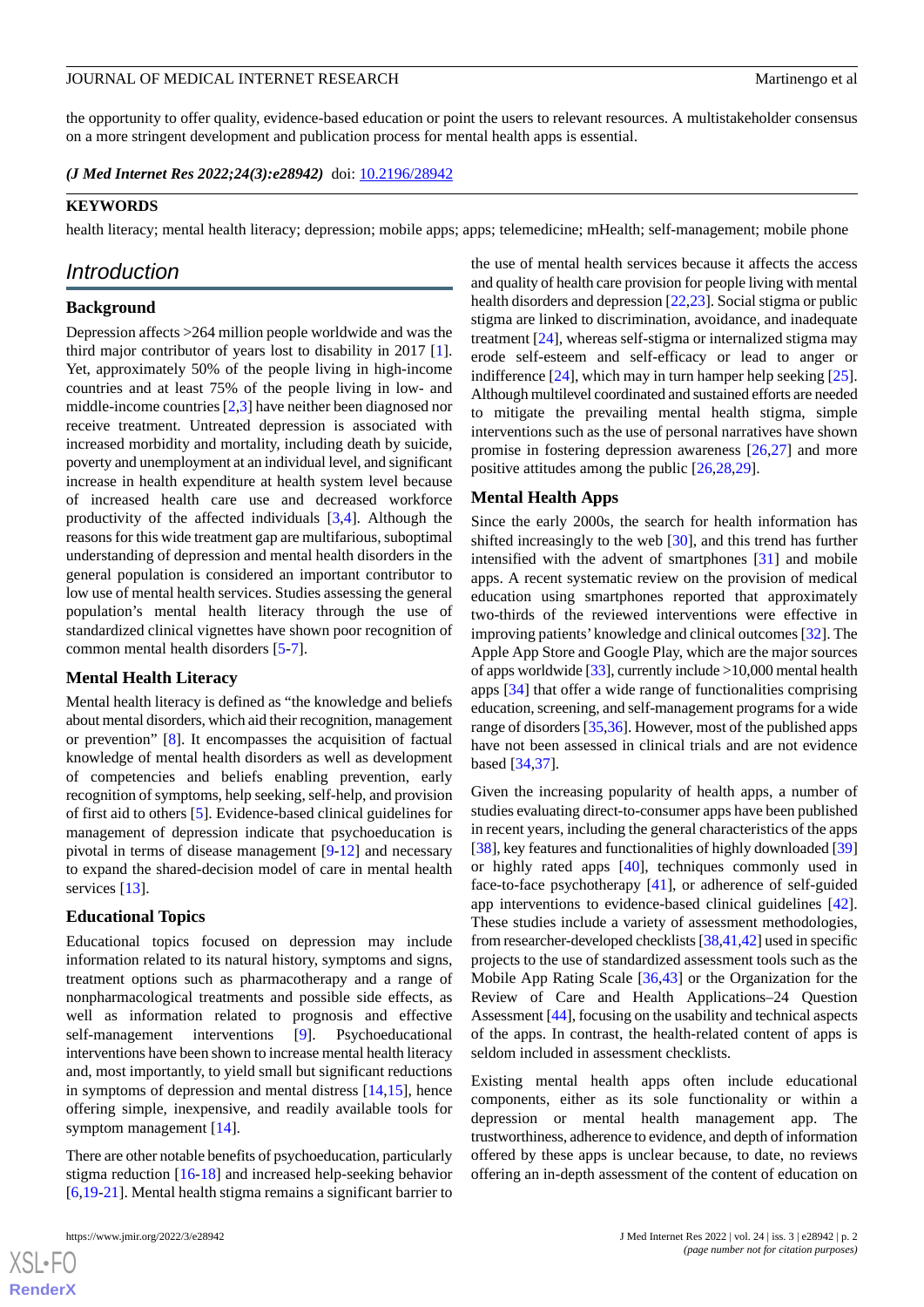the opportunity to offer quality, evidence-based education or point the users to relevant resources. A multistakeholder consensus on a more stringent development and publication process for mental health apps is essential.

***(J Med Internet Res 2022;24(3):e28942)*** doi: 10.2196/28942

**KEYWORDS**

health literacy; mental health literacy; depression; mobile apps; apps; telemedicine; mHealth; self-management; mobile phone

## Introduction

### Background

Depression affects >264 million people worldwide and was the third major contributor of years lost to disability in 2017 [1]. Yet, approximately 50% of the people living in high-income countries and at least 75% of the people living in low- and middle-income countries [2,3] have neither been diagnosed nor receive treatment. Untreated depression is associated with increased morbidity and mortality, including death by suicide, poverty and unemployment at an individual level, and significant increase in health expenditure at health system level because of increased health care use and decreased workforce productivity of the affected individuals [3,4]. Although the reasons for this wide treatment gap are multifarious, suboptimal understanding of depression and mental health disorders in the general population is considered an important contributor to low use of mental health services. Studies assessing the general population's mental health literacy through the use of standardized clinical vignettes have shown poor recognition of common mental health disorders [5-7].

### Mental Health Literacy

Mental health literacy is defined as "the knowledge and beliefs about mental disorders, which aid their recognition, management or prevention" [8]. It encompasses the acquisition of factual knowledge of mental health disorders as well as development of competencies and beliefs enabling prevention, early recognition of symptoms, help seeking, self-help, and provision of first aid to others [5]. Evidence-based clinical guidelines for management of depression indicate that psychoeducation is pivotal in terms of disease management [9-12] and necessary to expand the shared-decision model of care in mental health services [13].

### Educational Topics

Educational topics focused on depression may include information related to its natural history, symptoms and signs, treatment options such as pharmacotherapy and a range of nonpharmacological treatments and possible side effects, as well as information related to prognosis and effective self-management interventions [9]. Psychoeducational interventions have been shown to increase mental health literacy and, most importantly, to yield small but significant reductions in symptoms of depression and mental distress [14,15], hence offering simple, inexpensive, and readily available tools for symptom management [14].

There are other notable benefits of psychoeducation, particularly stigma reduction [16-18] and increased help-seeking behavior [6,19-21]. Mental health stigma remains a significant barrier to the use of mental health services because it affects the access and quality of health care provision for people living with mental health disorders and depression [22,23]. Social stigma or public stigma are linked to discrimination, avoidance, and inadequate treatment [24], whereas self-stigma or internalized stigma may erode self-esteem and self-efficacy or lead to anger or indifference [24], which may in turn hamper help seeking [25]. Although multilevel coordinated and sustained efforts are needed to mitigate the prevailing mental health stigma, simple interventions such as the use of personal narratives have shown promise in fostering depression awareness [26,27] and more positive attitudes among the public [26,28,29].

### Mental Health Apps

Since the early 2000s, the search for health information has shifted increasingly to the web [30], and this trend has further intensified with the advent of smartphones [31] and mobile apps. A recent systematic review on the provision of medical education using smartphones reported that approximately two-thirds of the reviewed interventions were effective in improving patients' knowledge and clinical outcomes [32]. The Apple App Store and Google Play, which are the major sources of apps worldwide [33], currently include >10,000 mental health apps [34] that offer a wide range of functionalities comprising education, screening, and self-management programs for a wide range of disorders [35,36]. However, most of the published apps have not been assessed in clinical trials and are not evidence based [34,37].

Given the increasing popularity of health apps, a number of studies evaluating direct-to-consumer apps have been published in recent years, including the general characteristics of the apps [38], key features and functionalities of highly downloaded [39] or highly rated apps [40], techniques commonly used in face-to-face psychotherapy [41], or adherence of self-guided app interventions to evidence-based clinical guidelines [42]. These studies include a variety of assessment methodologies, from researcher-developed checklists [38,41,42] used in specific projects to the use of standardized assessment tools such as the Mobile App Rating Scale [36,43] or the Organization for the Review of Care and Health Applications–24 Question Assessment [44], focusing on the usability and technical aspects of the apps. In contrast, the health-related content of apps is seldom included in assessment checklists.

Existing mental health apps often include educational components, either as its sole functionality or within a depression or mental health management app. The trustworthiness, adherence to evidence, and depth of information offered by these apps is unclear because, to date, no reviews offering an in-depth assessment of the content of education on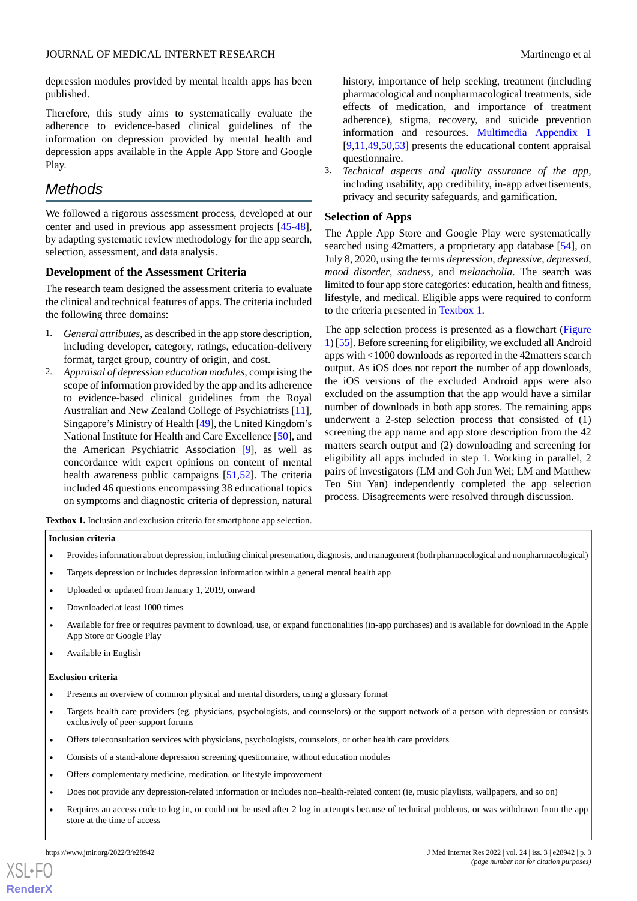depression modules provided by mental health apps has been published.

Therefore, this study aims to systematically evaluate the adherence to evidence-based clinical guidelines of the information on depression provided by mental health and depression apps available in the Apple App Store and Google Play.

## Methods

We followed a rigorous assessment process, developed at our center and used in previous app assessment projects [45-48], by adapting systematic review methodology for the app search, selection, assessment, and data analysis.

### Development of the Assessment Criteria

The research team designed the assessment criteria to evaluate the clinical and technical features of apps. The criteria included the following three domains:

1. *General attributes*, as described in the app store description, including developer, category, ratings, education-delivery format, target group, country of origin, and cost.
2. *Appraisal of depression education modules*, comprising the scope of information provided by the app and its adherence to evidence-based clinical guidelines from the Royal Australian and New Zealand College of Psychiatrists [11], Singapore's Ministry of Health [49], the United Kingdom's National Institute for Health and Care Excellence [50], and the American Psychiatric Association [9], as well as concordance with expert opinions on content of mental health awareness public campaigns [51,52]. The criteria included 46 questions encompassing 38 educational topics on symptoms and diagnostic criteria of depression, natural history, importance of help seeking, treatment (including pharmacological and nonpharmacological treatments, side effects of medication, and importance of treatment adherence), stigma, recovery, and suicide prevention information and resources. Multimedia Appendix 1 [9,11,49,50,53] presents the educational content appraisal questionnaire.
3. *Technical aspects and quality assurance of the app*, including usability, app credibility, in-app advertisements, privacy and security safeguards, and gamification.

### Selection of Apps

The Apple App Store and Google Play were systematically searched using 42matters, a proprietary app database [54], on July 8, 2020, using the terms *depression*, *depressive*, *depressed*, *mood disorder*, *sadness*, and *melancholia*. The search was limited to four app store categories: education, health and fitness, lifestyle, and medical. Eligible apps were required to conform to the criteria presented in Textbox 1.

The app selection process is presented as a flowchart (Figure 1) [55]. Before screening for eligibility, we excluded all Android apps with <1000 downloads as reported in the 42matters search output. As iOS does not report the number of app downloads, the iOS versions of the excluded Android apps were also excluded on the assumption that the app would have a similar number of downloads in both app stores. The remaining apps underwent a 2-step selection process that consisted of (1) screening the app name and app store description from the 42 matters search output and (2) downloading and screening for eligibility all apps included in step 1. Working in parallel, 2 pairs of investigators (LM and Goh Jun Wei; LM and Matthew Teo Siu Yan) independently completed the app selection process. Disagreements were resolved through discussion.

**Textbox 1.** Inclusion and exclusion criteria for smartphone app selection.

**Inclusion criteria**

- Provides information about depression, including clinical presentation, diagnosis, and management (both pharmacological and nonpharmacological)
- Targets depression or includes depression information within a general mental health app
- Uploaded or updated from January 1, 2019, onward
- Downloaded at least 1000 times
- Available for free or requires payment to download, use, or expand functionalities (in-app purchases) and is available for download in the Apple App Store or Google Play
- Available in English

**Exclusion criteria**

- Presents an overview of common physical and mental disorders, using a glossary format
- Targets health care providers (eg, physicians, psychologists, and counselors) or the support network of a person with depression or consists exclusively of peer-support forums
- Offers teleconsultation services with physicians, psychologists, counselors, or other health care providers
- Consists of a stand-alone depression screening questionnaire, without education modules
- Offers complementary medicine, meditation, or lifestyle improvement
- Does not provide any depression-related information or includes non–health-related content (ie, music playlists, wallpapers, and so on)
- Requires an access code to log in, or could not be used after 2 log in attempts because of technical problems, or was withdrawn from the app store at the time of access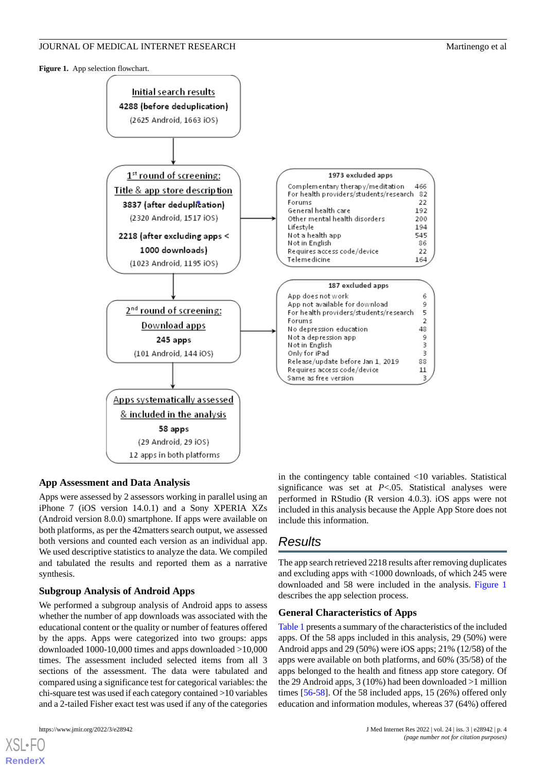**Figure 1.** App selection flowchart.

Initial search results
4288 (before deduplication)
(2625 Android, 1663 iOS)

1st round of screening: Title & app store description
3837 (after deduplication)
(2320 Android, 1517 iOS)
2218 (after excluding apps < 1000 downloads)
(1023 Android, 1195 iOS)

| 1973 excluded apps | |
|---|---|
| Complementary therapy/meditation | 466 |
| For health providers/students/research | 82 |
| Forums | 22 |
| General health care | 192 |
| Other mental health disorders | 200 |
| Lifestyle | 194 |
| Not a health app | 545 |
| Not in English | 86 |
| Requires access code/device | 22 |
| Telemedicine | 164 |

2nd round of screening: Download apps
245 apps
(101 Android, 144 iOS)

| 187 excluded apps | |
|---|---|
| App does not work | 6 |
| App not available for download | 9 |
| For health providers/students/research | 5 |
| Forums | 2 |
| No depression education | 48 |
| Not a depression app | 9 |
| Not in English | 3 |
| Only for iPad | 3 |
| Release/update before Jan 1, 2019 | 88 |
| Requires access code/device | 11 |
| Same as free version | 3 |

Apps systematically assessed & included in the analysis
58 apps
(29 Android, 29 iOS)
12 apps in both platforms

### App Assessment and Data Analysis

Apps were assessed by 2 assessors working in parallel using an iPhone 7 (iOS version 14.0.1) and a Sony XPERIA XZs (Android version 8.0.0) smartphone. If apps were available on both platforms, as per the 42matters search output, we assessed both versions and counted each version as an individual app. We used descriptive statistics to analyze the data. We compiled and tabulated the results and reported them as a narrative synthesis.

### Subgroup Analysis of Android Apps

We performed a subgroup analysis of Android apps to assess whether the number of app downloads was associated with the educational content or the quality or number of features offered by the apps. Apps were categorized into two groups: apps downloaded 1000-10,000 times and apps downloaded >10,000 times. The assessment included selected items from all 3 sections of the assessment. The data were tabulated and compared using a significance test for categorical variables: the chi-square test was used if each category contained >10 variables and a 2-tailed Fisher exact test was used if any of the categories in the contingency table contained <10 variables. Statistical significance was set at *P*<.05. Statistical analyses were performed in RStudio (R version 4.0.3). iOS apps were not included in this analysis because the Apple App Store does not include this information.

## Results

The app search retrieved 2218 results after removing duplicates and excluding apps with <1000 downloads, of which 245 were downloaded and 58 were included in the analysis. Figure 1 describes the app selection process.

### General Characteristics of Apps

Table 1 presents a summary of the characteristics of the included apps. Of the 58 apps included in this analysis, 29 (50%) were Android apps and 29 (50%) were iOS apps; 21% (12/58) of the apps were available on both platforms, and 60% (35/58) of the apps belonged to the health and fitness app store category. Of the 29 Android apps, 3 (10%) had been downloaded >1 million times [56-58]. Of the 58 included apps, 15 (26%) offered only education and information modules, whereas 37 (64%) offered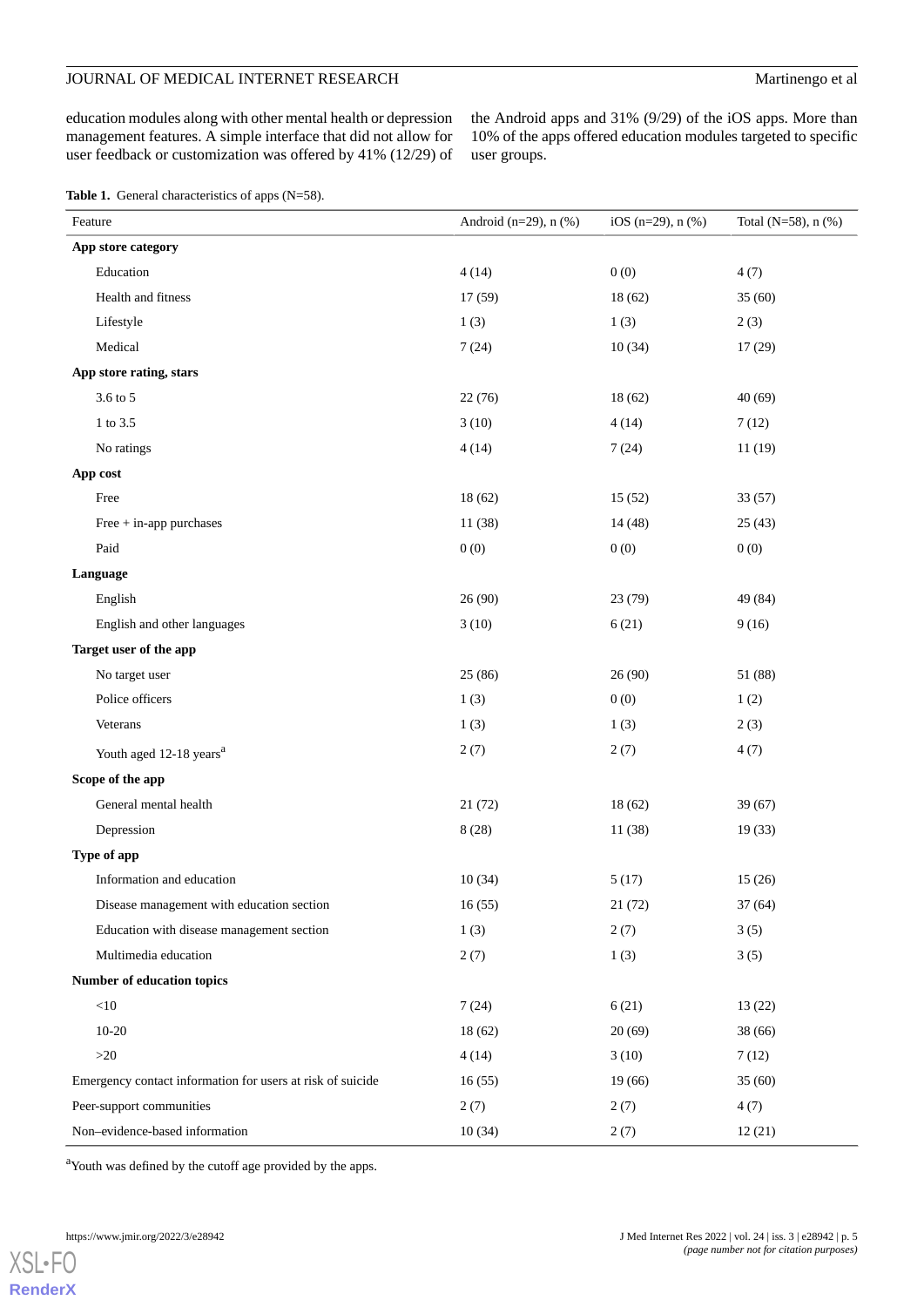education modules along with other mental health or depression management features. A simple interface that did not allow for user feedback or customization was offered by 41% (12/29) of the Android apps and 31% (9/29) of the iOS apps. More than 10% of the apps offered education modules targeted to specific user groups.

**Table 1.** General characteristics of apps (N=58).

| Feature | Android (n=29), n (%) | iOS (n=29), n (%) | Total (N=58), n (%) |
|---|---|---|---|
| **App store category** | | | |
| Education | 4 (14) | 0 (0) | 4 (7) |
| Health and fitness | 17 (59) | 18 (62) | 35 (60) |
| Lifestyle | 1 (3) | 1 (3) | 2 (3) |
| Medical | 7 (24) | 10 (34) | 17 (29) |
| **App store rating, stars** | | | |
| 3.6 to 5 | 22 (76) | 18 (62) | 40 (69) |
| 1 to 3.5 | 3 (10) | 4 (14) | 7 (12) |
| No ratings | 4 (14) | 7 (24) | 11 (19) |
| **App cost** | | | |
| Free | 18 (62) | 15 (52) | 33 (57) |
| Free + in-app purchases | 11 (38) | 14 (48) | 25 (43) |
| Paid | 0 (0) | 0 (0) | 0 (0) |
| **Language** | | | |
| English | 26 (90) | 23 (79) | 49 (84) |
| English and other languages | 3 (10) | 6 (21) | 9 (16) |
| **Target user of the app** | | | |
| No target user | 25 (86) | 26 (90) | 51 (88) |
| Police officers | 1 (3) | 0 (0) | 1 (2) |
| Veterans | 1 (3) | 1 (3) | 2 (3) |
| Youth aged 12-18 years[a] | 2 (7) | 2 (7) | 4 (7) |
| **Scope of the app** | | | |
| General mental health | 21 (72) | 18 (62) | 39 (67) |
| Depression | 8 (28) | 11 (38) | 19 (33) |
| **Type of app** | | | |
| Information and education | 10 (34) | 5 (17) | 15 (26) |
| Disease management with education section | 16 (55) | 21 (72) | 37 (64) |
| Education with disease management section | 1 (3) | 2 (7) | 3 (5) |
| Multimedia education | 2 (7) | 1 (3) | 3 (5) |
| **Number of education topics** | | | |
| <10 | 7 (24) | 6 (21) | 13 (22) |
| 10-20 | 18 (62) | 20 (69) | 38 (66) |
| >20 | 4 (14) | 3 (10) | 7 (12) |
| Emergency contact information for users at risk of suicide | 16 (55) | 19 (66) | 35 (60) |
| Peer-support communities | 2 (7) | 2 (7) | 4 (7) |
| Non–evidence-based information | 10 (34) | 2 (7) | 12 (21) |

[a]Youth was defined by the cutoff age provided by the apps.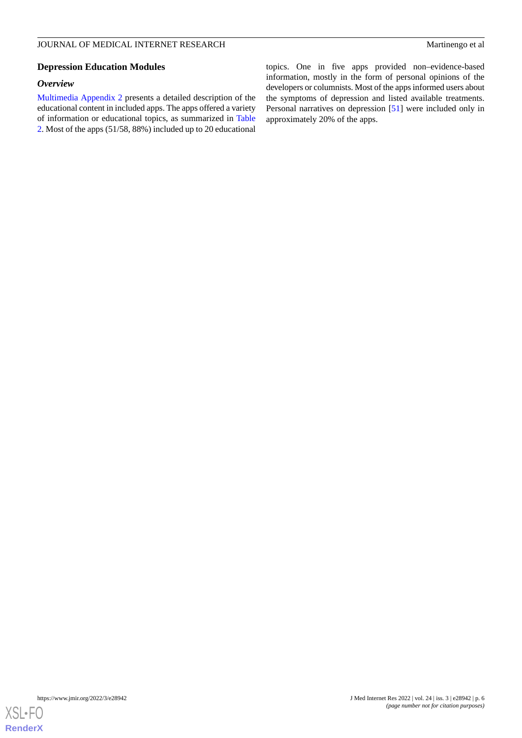## Depression Education Modules

### *Overview*

Multimedia Appendix 2 presents a detailed description of the educational content in included apps. The apps offered a variety of information or educational topics, as summarized in Table 2. Most of the apps (51/58, 88%) included up to 20 educational topics. One in five apps provided non–evidence-based information, mostly in the form of personal opinions of the developers or columnists. Most of the apps informed users about the symptoms of depression and listed available treatments. Personal narratives on depression [51] were included only in approximately 20% of the apps.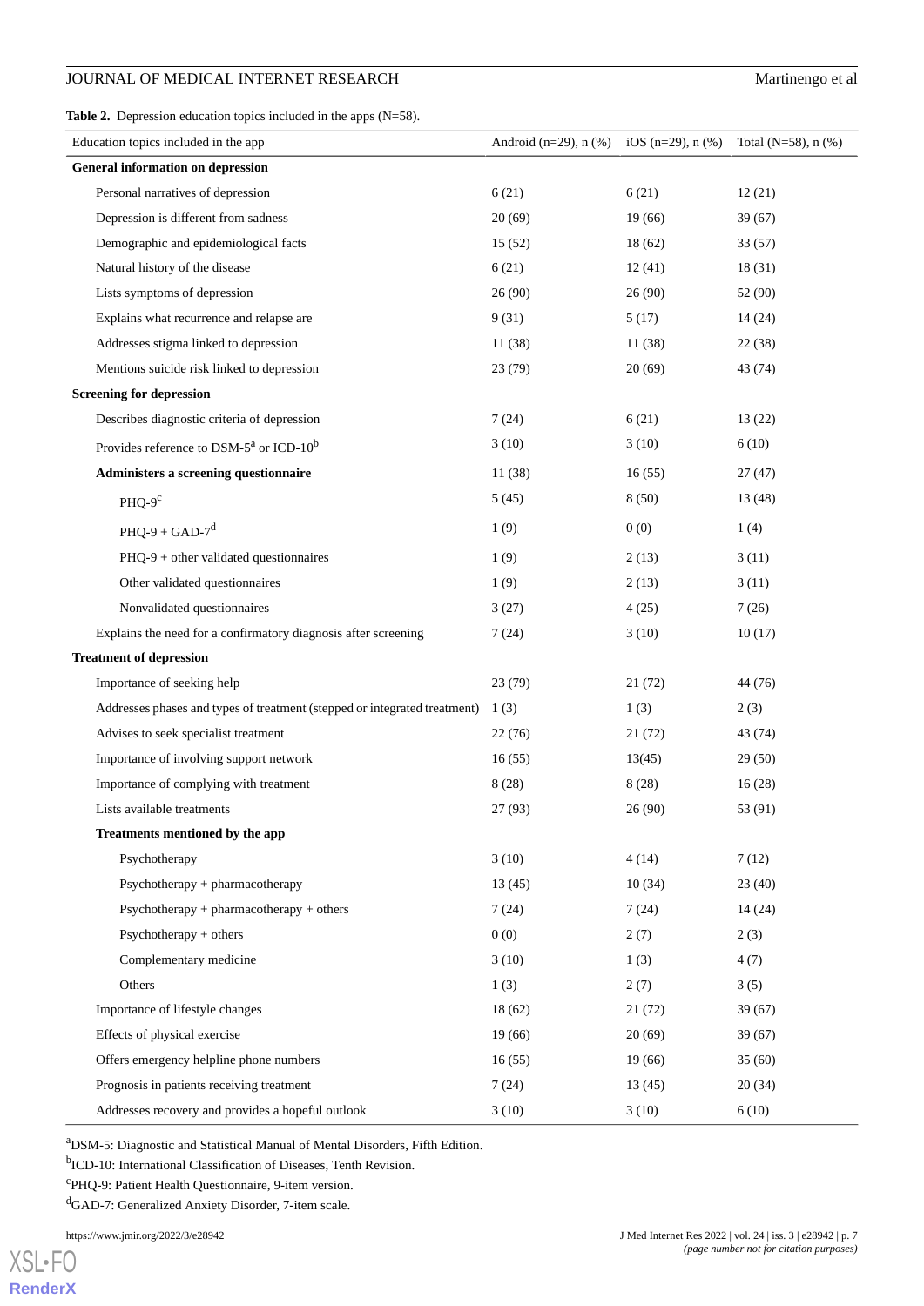**Table 2.** Depression education topics included in the apps (N=58).

| Education topics included in the app | Android (n=29), n (%) | iOS (n=29), n (%) | Total (N=58), n (%) |
|---|---|---|---|
| **General information on depression** | | | |
| Personal narratives of depression | 6 (21) | 6 (21) | 12 (21) |
| Depression is different from sadness | 20 (69) | 19 (66) | 39 (67) |
| Demographic and epidemiological facts | 15 (52) | 18 (62) | 33 (57) |
| Natural history of the disease | 6 (21) | 12 (41) | 18 (31) |
| Lists symptoms of depression | 26 (90) | 26 (90) | 52 (90) |
| Explains what recurrence and relapse are | 9 (31) | 5 (17) | 14 (24) |
| Addresses stigma linked to depression | 11 (38) | 11 (38) | 22 (38) |
| Mentions suicide risk linked to depression | 23 (79) | 20 (69) | 43 (74) |
| **Screening for depression** | | | |
| Describes diagnostic criteria of depression | 7 (24) | 6 (21) | 13 (22) |
| Provides reference to DSM-5[a] or ICD-10[b] | 3 (10) | 3 (10) | 6 (10) |
| **Administers a screening questionnaire** | 11 (38) | 16 (55) | 27 (47) |
| PHQ-9[c] | 5 (45) | 8 (50) | 13 (48) |
| PHQ-9 + GAD-7[d] | 1 (9) | 0 (0) | 1 (4) |
| PHQ-9 + other validated questionnaires | 1 (9) | 2 (13) | 3 (11) |
| Other validated questionnaires | 1 (9) | 2 (13) | 3 (11) |
| Nonvalidated questionnaires | 3 (27) | 4 (25) | 7 (26) |
| Explains the need for a confirmatory diagnosis after screening | 7 (24) | 3 (10) | 10 (17) |
| **Treatment of depression** | | | |
| Importance of seeking help | 23 (79) | 21 (72) | 44 (76) |
| Addresses phases and types of treatment (stepped or integrated treatment) | 1 (3) | 1 (3) | 2 (3) |
| Advises to seek specialist treatment | 22 (76) | 21 (72) | 43 (74) |
| Importance of involving support network | 16 (55) | 13(45) | 29 (50) |
| Importance of complying with treatment | 8 (28) | 8 (28) | 16 (28) |
| Lists available treatments | 27 (93) | 26 (90) | 53 (91) |
| **Treatments mentioned by the app** | | | |
| Psychotherapy | 3 (10) | 4 (14) | 7 (12) |
| Psychotherapy + pharmacotherapy | 13 (45) | 10 (34) | 23 (40) |
| Psychotherapy + pharmacotherapy + others | 7 (24) | 7 (24) | 14 (24) |
| Psychotherapy + others | 0 (0) | 2 (7) | 2 (3) |
| Complementary medicine | 3 (10) | 1 (3) | 4 (7) |
| Others | 1 (3) | 2 (7) | 3 (5) |
| Importance of lifestyle changes | 18 (62) | 21 (72) | 39 (67) |
| Effects of physical exercise | 19 (66) | 20 (69) | 39 (67) |
| Offers emergency helpline phone numbers | 16 (55) | 19 (66) | 35 (60) |
| Prognosis in patients receiving treatment | 7 (24) | 13 (45) | 20 (34) |
| Addresses recovery and provides a hopeful outlook | 3 (10) | 3 (10) | 6 (10) |

[a]DSM-5: Diagnostic and Statistical Manual of Mental Disorders, Fifth Edition.

[b]ICD-10: International Classification of Diseases, Tenth Revision.

[c]PHQ-9: Patient Health Questionnaire, 9-item version.

[d]GAD-7: Generalized Anxiety Disorder, 7-item scale.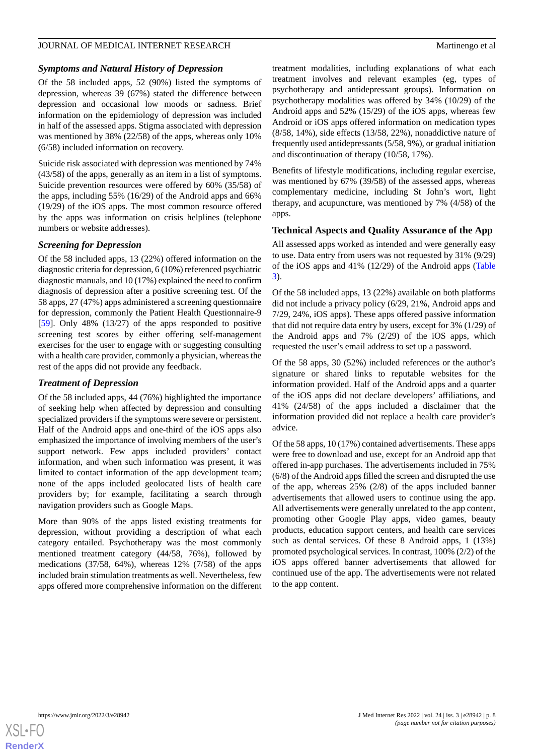### *Symptoms and Natural History of Depression*

Of the 58 included apps, 52 (90%) listed the symptoms of depression, whereas 39 (67%) stated the difference between depression and occasional low moods or sadness. Brief information on the epidemiology of depression was included in half of the assessed apps. Stigma associated with depression was mentioned by 38% (22/58) of the apps, whereas only 10% (6/58) included information on recovery.

Suicide risk associated with depression was mentioned by 74% (43/58) of the apps, generally as an item in a list of symptoms. Suicide prevention resources were offered by 60% (35/58) of the apps, including 55% (16/29) of the Android apps and 66% (19/29) of the iOS apps. The most common resource offered by the apps was information on crisis helplines (telephone numbers or website addresses).

### *Screening for Depression*

Of the 58 included apps, 13 (22%) offered information on the diagnostic criteria for depression, 6 (10%) referenced psychiatric diagnostic manuals, and 10 (17%) explained the need to confirm diagnosis of depression after a positive screening test. Of the 58 apps, 27 (47%) apps administered a screening questionnaire for depression, commonly the Patient Health Questionnaire-9 [59]. Only 48% (13/27) of the apps responded to positive screening test scores by either offering self-management exercises for the user to engage with or suggesting consulting with a health care provider, commonly a physician, whereas the rest of the apps did not provide any feedback.

### *Treatment of Depression*

Of the 58 included apps, 44 (76%) highlighted the importance of seeking help when affected by depression and consulting specialized providers if the symptoms were severe or persistent. Half of the Android apps and one-third of the iOS apps also emphasized the importance of involving members of the user's support network. Few apps included providers' contact information, and when such information was present, it was limited to contact information of the app development team; none of the apps included geolocated lists of health care providers by; for example, facilitating a search through navigation providers such as Google Maps.

More than 90% of the apps listed existing treatments for depression, without providing a description of what each category entailed. Psychotherapy was the most commonly mentioned treatment category (44/58, 76%), followed by medications (37/58, 64%), whereas 12% (7/58) of the apps included brain stimulation treatments as well. Nevertheless, few apps offered more comprehensive information on the different treatment modalities, including explanations of what each treatment involves and relevant examples (eg, types of psychotherapy and antidepressant groups). Information on psychotherapy modalities was offered by 34% (10/29) of the Android apps and 52% (15/29) of the iOS apps, whereas few Android or iOS apps offered information on medication types (8/58, 14%), side effects (13/58, 22%), nonaddictive nature of frequently used antidepressants (5/58, 9%), or gradual initiation and discontinuation of therapy (10/58, 17%).

Benefits of lifestyle modifications, including regular exercise, was mentioned by 67% (39/58) of the assessed apps, whereas complementary medicine, including St John's wort, light therapy, and acupuncture, was mentioned by 7% (4/58) of the apps.

### Technical Aspects and Quality Assurance of the App

All assessed apps worked as intended and were generally easy to use. Data entry from users was not requested by 31% (9/29) of the iOS apps and 41% (12/29) of the Android apps (Table 3).

Of the 58 included apps, 13 (22%) available on both platforms did not include a privacy policy (6/29, 21%, Android apps and 7/29, 24%, iOS apps). These apps offered passive information that did not require data entry by users, except for 3% (1/29) of the Android apps and 7% (2/29) of the iOS apps, which requested the user's email address to set up a password.

Of the 58 apps, 30 (52%) included references or the author's signature or shared links to reputable websites for the information provided. Half of the Android apps and a quarter of the iOS apps did not declare developers' affiliations, and 41% (24/58) of the apps included a disclaimer that the information provided did not replace a health care provider's advice.

Of the 58 apps, 10 (17%) contained advertisements. These apps were free to download and use, except for an Android app that offered in-app purchases. The advertisements included in 75% (6/8) of the Android apps filled the screen and disrupted the use of the app, whereas 25% (2/8) of the apps included banner advertisements that allowed users to continue using the app. All advertisements were generally unrelated to the app content, promoting other Google Play apps, video games, beauty products, education support centers, and health care services such as dental services. Of these 8 Android apps, 1 (13%) promoted psychological services. In contrast, 100% (2/2) of the iOS apps offered banner advertisements that allowed for continued use of the app. The advertisements were not related to the app content.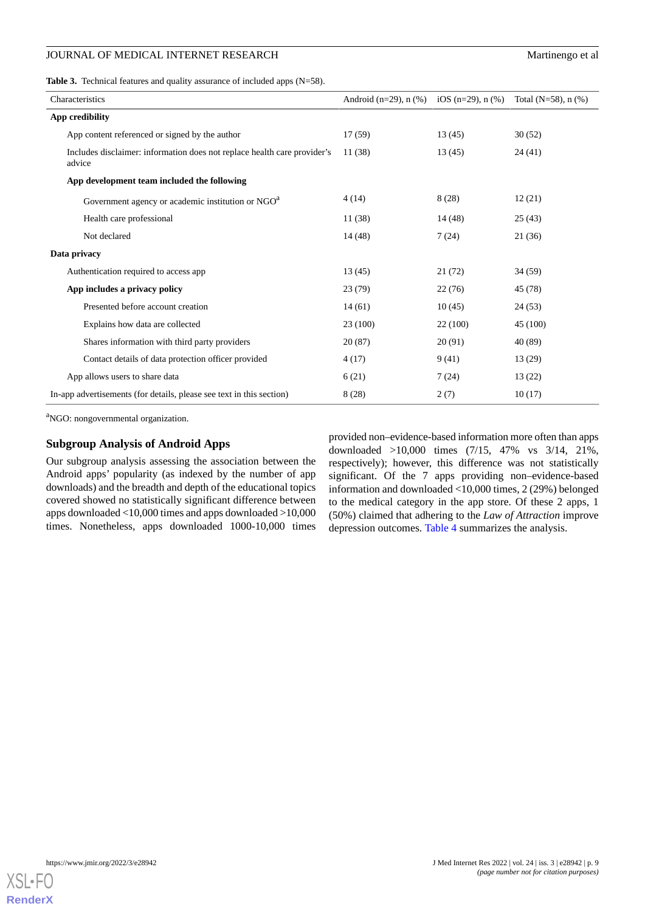**Table 3.** Technical features and quality assurance of included apps (N=58).

| Characteristics | Android (n=29), n (%) | iOS (n=29), n (%) | Total (N=58), n (%) |
|---|---|---|---|
| **App credibility** | | | |
| App content referenced or signed by the author | 17 (59) | 13 (45) | 30 (52) |
| Includes disclaimer: information does not replace health care provider's advice | 11 (38) | 13 (45) | 24 (41) |
| **App development team included the following** | | | |
| Government agency or academic institution or NGO[a] | 4 (14) | 8 (28) | 12 (21) |
| Health care professional | 11 (38) | 14 (48) | 25 (43) |
| Not declared | 14 (48) | 7 (24) | 21 (36) |
| **Data privacy** | | | |
| Authentication required to access app | 13 (45) | 21 (72) | 34 (59) |
| **App includes a privacy policy** | 23 (79) | 22 (76) | 45 (78) |
| Presented before account creation | 14 (61) | 10 (45) | 24 (53) |
| Explains how data are collected | 23 (100) | 22 (100) | 45 (100) |
| Shares information with third party providers | 20 (87) | 20 (91) | 40 (89) |
| Contact details of data protection officer provided | 4 (17) | 9 (41) | 13 (29) |
| App allows users to share data | 6 (21) | 7 (24) | 13 (22) |
| In-app advertisements (for details, please see text in this section) | 8 (28) | 2 (7) | 10 (17) |

[a]NGO: nongovernmental organization.

## Subgroup Analysis of Android Apps

Our subgroup analysis assessing the association between the Android apps' popularity (as indexed by the number of app downloads) and the breadth and depth of the educational topics covered showed no statistically significant difference between apps downloaded <10,000 times and apps downloaded >10,000 times. Nonetheless, apps downloaded 1000-10,000 times provided non–evidence-based information more often than apps downloaded >10,000 times (7/15, 47% vs 3/14, 21%, respectively); however, this difference was not statistically significant. Of the 7 apps providing non–evidence-based information and downloaded <10,000 times, 2 (29%) belonged to the medical category in the app store. Of these 2 apps, 1 (50%) claimed that adhering to the *Law of Attraction* improve depression outcomes. Table 4 summarizes the analysis.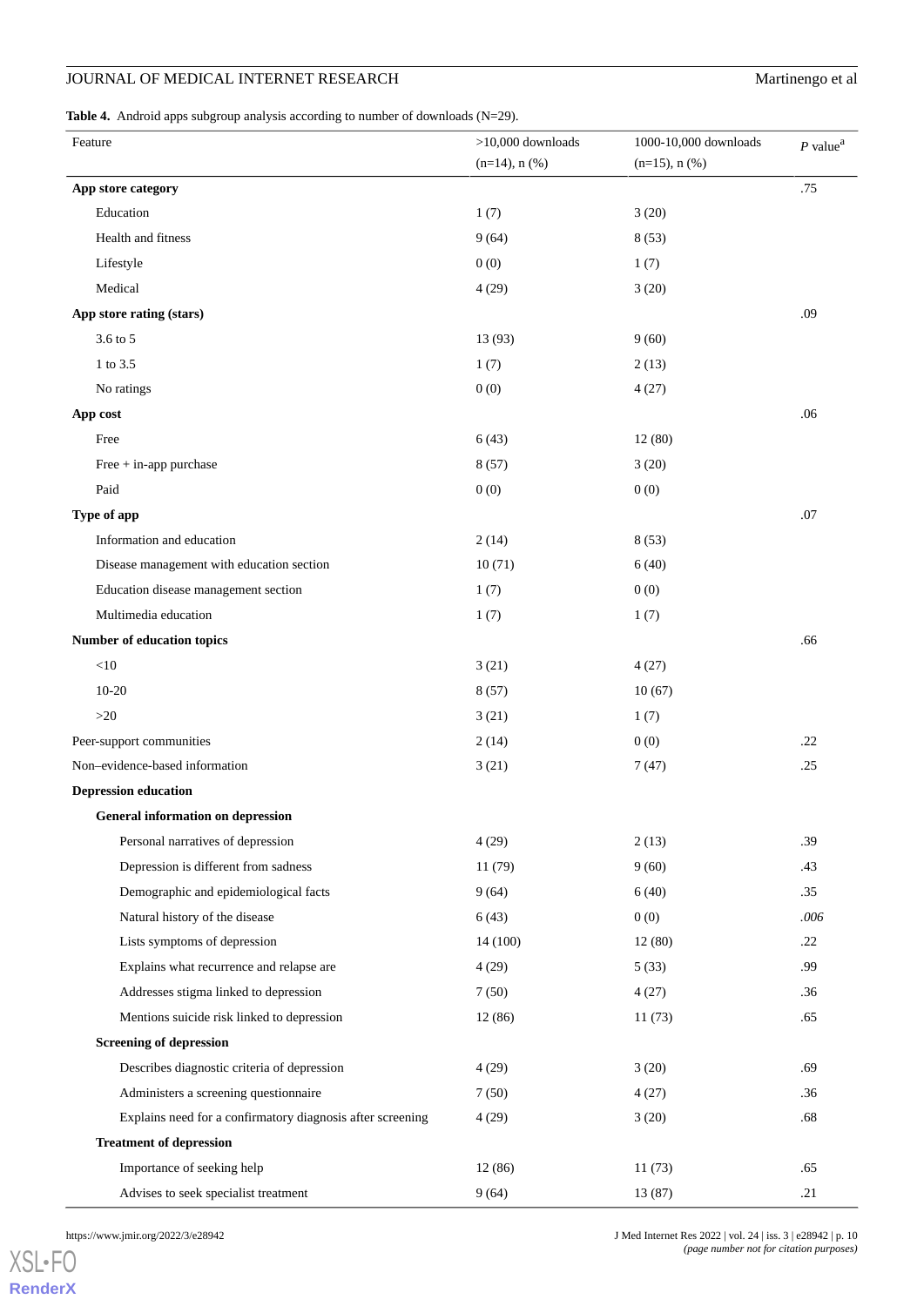**Table 4.** Android apps subgroup analysis according to number of downloads (N=29).

| Feature | >10,000 downloads (n=14), n (%) | 1000-10,000 downloads (n=15), n (%) | *P* value[a] |
|---|---|---|---|
| **App store category** | | | .75 |
| Education | 1 (7) | 3 (20) | |
| Health and fitness | 9 (64) | 8 (53) | |
| Lifestyle | 0 (0) | 1 (7) | |
| Medical | 4 (29) | 3 (20) | |
| **App store rating (stars)** | | | .09 |
| 3.6 to 5 | 13 (93) | 9 (60) | |
| 1 to 3.5 | 1 (7) | 2 (13) | |
| No ratings | 0 (0) | 4 (27) | |
| **App cost** | | | .06 |
| Free | 6 (43) | 12 (80) | |
| Free + in-app purchase | 8 (57) | 3 (20) | |
| Paid | 0 (0) | 0 (0) | |
| **Type of app** | | | .07 |
| Information and education | 2 (14) | 8 (53) | |
| Disease management with education section | 10 (71) | 6 (40) | |
| Education disease management section | 1 (7) | 0 (0) | |
| Multimedia education | 1 (7) | 1 (7) | |
| **Number of education topics** | | | .66 |
| <10 | 3 (21) | 4 (27) | |
| 10-20 | 8 (57) | 10 (67) | |
| >20 | 3 (21) | 1 (7) | |
| Peer-support communities | 2 (14) | 0 (0) | .22 |
| Non–evidence-based information | 3 (21) | 7 (47) | .25 |
| **Depression education** | | | |
| **General information on depression** | | | |
| Personal narratives of depression | 4 (29) | 2 (13) | .39 |
| Depression is different from sadness | 11 (79) | 9 (60) | .43 |
| Demographic and epidemiological facts | 9 (64) | 6 (40) | .35 |
| Natural history of the disease | 6 (43) | 0 (0) | *.006* |
| Lists symptoms of depression | 14 (100) | 12 (80) | .22 |
| Explains what recurrence and relapse are | 4 (29) | 5 (33) | .99 |
| Addresses stigma linked to depression | 7 (50) | 4 (27) | .36 |
| Mentions suicide risk linked to depression | 12 (86) | 11 (73) | .65 |
| **Screening of depression** | | | |
| Describes diagnostic criteria of depression | 4 (29) | 3 (20) | .69 |
| Administers a screening questionnaire | 7 (50) | 4 (27) | .36 |
| Explains need for a confirmatory diagnosis after screening | 4 (29) | 3 (20) | .68 |
| **Treatment of depression** | | | |
| Importance of seeking help | 12 (86) | 11 (73) | .65 |
| Advises to seek specialist treatment | 9 (64) | 13 (87) | .21 |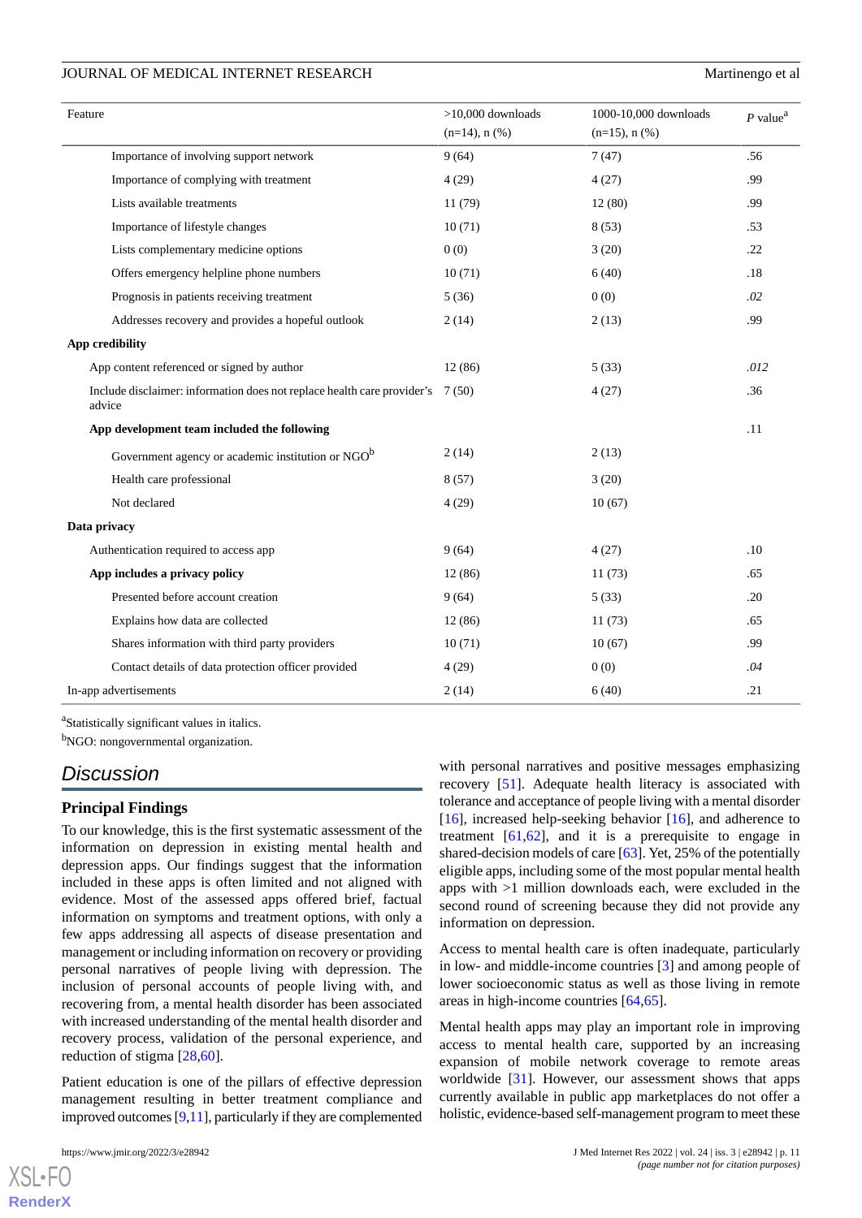| Feature | >10,000 downloads (n=14), n (%) | 1000-10,000 downloads (n=15), n (%) | *P* value[a] |
|---|---|---|---|
| Importance of involving support network | 9 (64) | 7 (47) | .56 |
| Importance of complying with treatment | 4 (29) | 4 (27) | .99 |
| Lists available treatments | 11 (79) | 12 (80) | .99 |
| Importance of lifestyle changes | 10 (71) | 8 (53) | .53 |
| Lists complementary medicine options | 0 (0) | 3 (20) | .22 |
| Offers emergency helpline phone numbers | 10 (71) | 6 (40) | .18 |
| Prognosis in patients receiving treatment | 5 (36) | 0 (0) | *.02* |
| Addresses recovery and provides a hopeful outlook | 2 (14) | 2 (13) | .99 |
| **App credibility** | | | |
| App content referenced or signed by author | 12 (86) | 5 (33) | *.012* |
| Include disclaimer: information does not replace health care provider's advice | 7 (50) | 4 (27) | .36 |
| **App development team included the following** | | | .11 |
| Government agency or academic institution or NGO[b] | 2 (14) | 2 (13) | |
| Health care professional | 8 (57) | 3 (20) | |
| Not declared | 4 (29) | 10 (67) | |
| **Data privacy** | | | |
| Authentication required to access app | 9 (64) | 4 (27) | .10 |
| **App includes a privacy policy** | 12 (86) | 11 (73) | .65 |
| Presented before account creation | 9 (64) | 5 (33) | .20 |
| Explains how data are collected | 12 (86) | 11 (73) | .65 |
| Shares information with third party providers | 10 (71) | 10 (67) | .99 |
| Contact details of data protection officer provided | 4 (29) | 0 (0) | *.04* |
| In-app advertisements | 2 (14) | 6 (40) | .21 |

[a]Statistically significant values in italics.

[b]NGO: nongovernmental organization.

## Discussion

### Principal Findings

To our knowledge, this is the first systematic assessment of the information on depression in existing mental health and depression apps. Our findings suggest that the information included in these apps is often limited and not aligned with evidence. Most of the assessed apps offered brief, factual information on symptoms and treatment options, with only a few apps addressing all aspects of disease presentation and management or including information on recovery or providing personal narratives of people living with depression. The inclusion of personal accounts of people living with, and recovering from, a mental health disorder has been associated with increased understanding of the mental health disorder and recovery process, validation of the personal experience, and reduction of stigma [28,60].

Patient education is one of the pillars of effective depression management resulting in better treatment compliance and improved outcomes [9,11], particularly if they are complemented with personal narratives and positive messages emphasizing recovery [51]. Adequate health literacy is associated with tolerance and acceptance of people living with a mental disorder [16], increased help-seeking behavior [16], and adherence to treatment [61,62], and it is a prerequisite to engage in shared-decision models of care [63]. Yet, 25% of the potentially eligible apps, including some of the most popular mental health apps with >1 million downloads each, were excluded in the second round of screening because they did not provide any information on depression.

Access to mental health care is often inadequate, particularly in low- and middle-income countries [3] and among people of lower socioeconomic status as well as those living in remote areas in high-income countries [64,65].

Mental health apps may play an important role in improving access to mental health care, supported by an increasing expansion of mobile network coverage to remote areas worldwide [31]. However, our assessment shows that apps currently available in public app marketplaces do not offer a holistic, evidence-based self-management program to meet these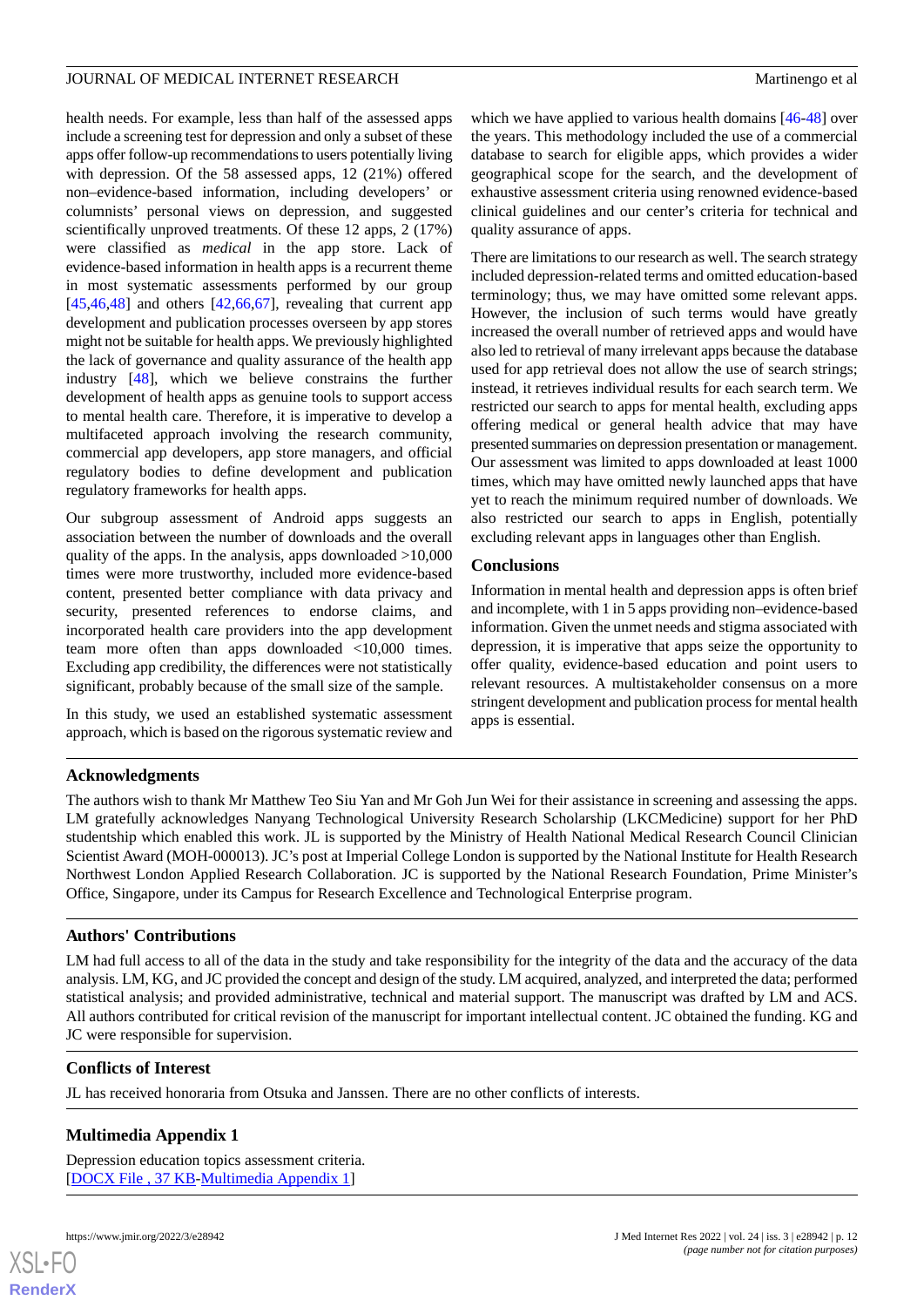health needs. For example, less than half of the assessed apps include a screening test for depression and only a subset of these apps offer follow-up recommendations to users potentially living with depression. Of the 58 assessed apps, 12 (21%) offered non–evidence-based information, including developers' or columnists' personal views on depression, and suggested scientifically unproved treatments. Of these 12 apps, 2 (17%) were classified as *medical* in the app store. Lack of evidence-based information in health apps is a recurrent theme in most systematic assessments performed by our group [45,46,48] and others [42,66,67], revealing that current app development and publication processes overseen by app stores might not be suitable for health apps. We previously highlighted the lack of governance and quality assurance of the health app industry [48], which we believe constrains the further development of health apps as genuine tools to support access to mental health care. Therefore, it is imperative to develop a multifaceted approach involving the research community, commercial app developers, app store managers, and official regulatory bodies to define development and publication regulatory frameworks for health apps.

Our subgroup assessment of Android apps suggests an association between the number of downloads and the overall quality of the apps. In the analysis, apps downloaded >10,000 times were more trustworthy, included more evidence-based content, presented better compliance with data privacy and security, presented references to endorse claims, and incorporated health care providers into the app development team more often than apps downloaded <10,000 times. Excluding app credibility, the differences were not statistically significant, probably because of the small size of the sample.

In this study, we used an established systematic assessment approach, which is based on the rigorous systematic review and which we have applied to various health domains [46-48] over the years. This methodology included the use of a commercial database to search for eligible apps, which provides a wider geographical scope for the search, and the development of exhaustive assessment criteria using renowned evidence-based clinical guidelines and our center's criteria for technical and quality assurance of apps.

There are limitations to our research as well. The search strategy included depression-related terms and omitted education-based terminology; thus, we may have omitted some relevant apps. However, the inclusion of such terms would have greatly increased the overall number of retrieved apps and would have also led to retrieval of many irrelevant apps because the database used for app retrieval does not allow the use of search strings; instead, it retrieves individual results for each search term. We restricted our search to apps for mental health, excluding apps offering medical or general health advice that may have presented summaries on depression presentation or management. Our assessment was limited to apps downloaded at least 1000 times, which may have omitted newly launched apps that have yet to reach the minimum required number of downloads. We also restricted our search to apps in English, potentially excluding relevant apps in languages other than English.

### Conclusions

Information in mental health and depression apps is often brief and incomplete, with 1 in 5 apps providing non–evidence-based information. Given the unmet needs and stigma associated with depression, it is imperative that apps seize the opportunity to offer quality, evidence-based education and point users to relevant resources. A multistakeholder consensus on a more stringent development and publication process for mental health apps is essential.

## Acknowledgments

The authors wish to thank Mr Matthew Teo Siu Yan and Mr Goh Jun Wei for their assistance in screening and assessing the apps. LM gratefully acknowledges Nanyang Technological University Research Scholarship (LKCMedicine) support for her PhD studentship which enabled this work. JL is supported by the Ministry of Health National Medical Research Council Clinician Scientist Award (MOH-000013). JC's post at Imperial College London is supported by the National Institute for Health Research Northwest London Applied Research Collaboration. JC is supported by the National Research Foundation, Prime Minister's Office, Singapore, under its Campus for Research Excellence and Technological Enterprise program.

## Authors' Contributions

LM had full access to all of the data in the study and take responsibility for the integrity of the data and the accuracy of the data analysis. LM, KG, and JC provided the concept and design of the study. LM acquired, analyzed, and interpreted the data; performed statistical analysis; and provided administrative, technical and material support. The manuscript was drafted by LM and ACS. All authors contributed for critical revision of the manuscript for important intellectual content. JC obtained the funding. KG and JC were responsible for supervision.

## Conflicts of Interest

JL has received honoraria from Otsuka and Janssen. There are no other conflicts of interests.

## Multimedia Appendix 1

Depression education topics assessment criteria.
[DOCX File , 37 KB-Multimedia Appendix 1]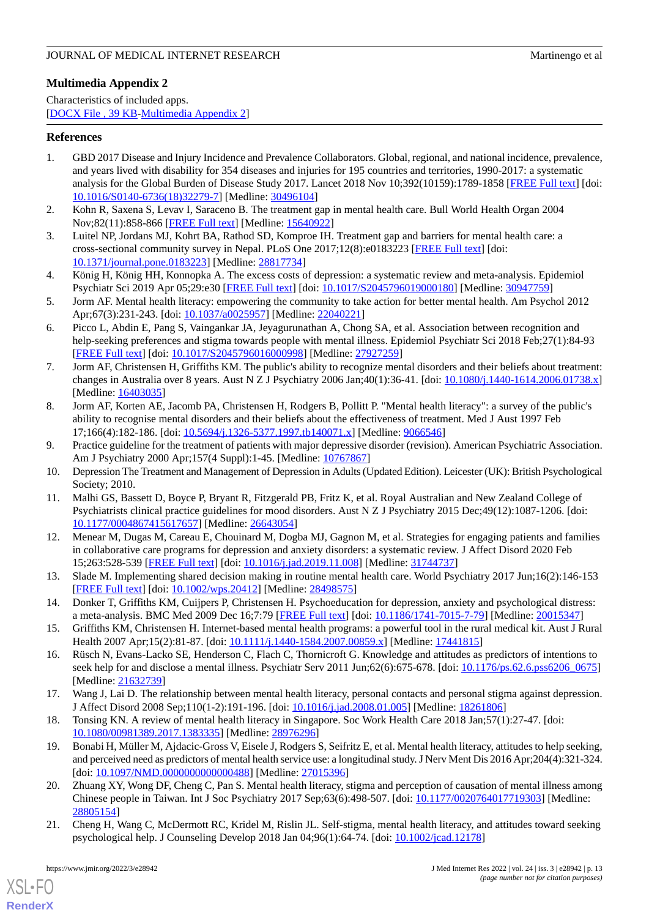### Multimedia Appendix 2

Characteristics of included apps.

[DOCX File , 39 KB-Multimedia Appendix 2]

## References

1. GBD 2017 Disease and Injury Incidence and Prevalence Collaborators. Global, regional, and national incidence, prevalence, and years lived with disability for 354 diseases and injuries for 195 countries and territories, 1990-2017: a systematic analysis for the Global Burden of Disease Study 2017. Lancet 2018 Nov 10;392(10159):1789-1858 [FREE Full text] [doi: 10.1016/S0140-6736(18)32279-7] [Medline: 30496104]
2. Kohn R, Saxena S, Levav I, Saraceno B. The treatment gap in mental health care. Bull World Health Organ 2004 Nov;82(11):858-866 [FREE Full text] [Medline: 15640922]
3. Luitel NP, Jordans MJ, Kohrt BA, Rathod SD, Komproe IH. Treatment gap and barriers for mental health care: a cross-sectional community survey in Nepal. PLoS One 2017;12(8):e0183223 [FREE Full text] [doi: 10.1371/journal.pone.0183223] [Medline: 28817734]
4. König H, König HH, Konnopka A. The excess costs of depression: a systematic review and meta-analysis. Epidemiol Psychiatr Sci 2019 Apr 05;29:e30 [FREE Full text] [doi: 10.1017/S2045796019000180] [Medline: 30947759]
5. Jorm AF. Mental health literacy: empowering the community to take action for better mental health. Am Psychol 2012 Apr;67(3):231-243. [doi: 10.1037/a0025957] [Medline: 22040221]
6. Picco L, Abdin E, Pang S, Vaingankar JA, Jeyagurunathan A, Chong SA, et al. Association between recognition and help-seeking preferences and stigma towards people with mental illness. Epidemiol Psychiatr Sci 2018 Feb;27(1):84-93 [FREE Full text] [doi: 10.1017/S2045796016000998] [Medline: 27927259]
7. Jorm AF, Christensen H, Griffiths KM. The public's ability to recognize mental disorders and their beliefs about treatment: changes in Australia over 8 years. Aust N Z J Psychiatry 2006 Jan;40(1):36-41. [doi: 10.1080/j.1440-1614.2006.01738.x] [Medline: 16403035]
8. Jorm AF, Korten AE, Jacomb PA, Christensen H, Rodgers B, Pollitt P. "Mental health literacy": a survey of the public's ability to recognise mental disorders and their beliefs about the effectiveness of treatment. Med J Aust 1997 Feb 17;166(4):182-186. [doi: 10.5694/j.1326-5377.1997.tb140071.x] [Medline: 9066546]
9. Practice guideline for the treatment of patients with major depressive disorder (revision). American Psychiatric Association. Am J Psychiatry 2000 Apr;157(4 Suppl):1-45. [Medline: 10767867]
10. Depression The Treatment and Management of Depression in Adults (Updated Edition). Leicester (UK): British Psychological Society; 2010.
11. Malhi GS, Bassett D, Boyce P, Bryant R, Fitzgerald PB, Fritz K, et al. Royal Australian and New Zealand College of Psychiatrists clinical practice guidelines for mood disorders. Aust N Z J Psychiatry 2015 Dec;49(12):1087-1206. [doi: 10.1177/0004867415617657] [Medline: 26643054]
12. Menear M, Dugas M, Careau E, Chouinard M, Dogba MJ, Gagnon M, et al. Strategies for engaging patients and families in collaborative care programs for depression and anxiety disorders: a systematic review. J Affect Disord 2020 Feb 15;263:528-539 [FREE Full text] [doi: 10.1016/j.jad.2019.11.008] [Medline: 31744737]
13. Slade M. Implementing shared decision making in routine mental health care. World Psychiatry 2017 Jun;16(2):146-153 [FREE Full text] [doi: 10.1002/wps.20412] [Medline: 28498575]
14. Donker T, Griffiths KM, Cuijpers P, Christensen H. Psychoeducation for depression, anxiety and psychological distress: a meta-analysis. BMC Med 2009 Dec 16;7:79 [FREE Full text] [doi: 10.1186/1741-7015-7-79] [Medline: 20015347]
15. Griffiths KM, Christensen H. Internet-based mental health programs: a powerful tool in the rural medical kit. Aust J Rural Health 2007 Apr;15(2):81-87. [doi: 10.1111/j.1440-1584.2007.00859.x] [Medline: 17441815]
16. Rüsch N, Evans-Lacko SE, Henderson C, Flach C, Thornicroft G. Knowledge and attitudes as predictors of intentions to seek help for and disclose a mental illness. Psychiatr Serv 2011 Jun;62(6):675-678. [doi: 10.1176/ps.62.6.pss6206_0675] [Medline: 21632739]
17. Wang J, Lai D. The relationship between mental health literacy, personal contacts and personal stigma against depression. J Affect Disord 2008 Sep;110(1-2):191-196. [doi: 10.1016/j.jad.2008.01.005] [Medline: 18261806]
18. Tonsing KN. A review of mental health literacy in Singapore. Soc Work Health Care 2018 Jan;57(1):27-47. [doi: 10.1080/00981389.2017.1383335] [Medline: 28976296]
19. Bonabi H, Müller M, Ajdacic-Gross V, Eisele J, Rodgers S, Seifritz E, et al. Mental health literacy, attitudes to help seeking, and perceived need as predictors of mental health service use: a longitudinal study. J Nerv Ment Dis 2016 Apr;204(4):321-324. [doi: 10.1097/NMD.0000000000000488] [Medline: 27015396]
20. Zhuang XY, Wong DF, Cheng C, Pan S. Mental health literacy, stigma and perception of causation of mental illness among Chinese people in Taiwan. Int J Soc Psychiatry 2017 Sep;63(6):498-507. [doi: 10.1177/0020764017719303] [Medline: 28805154]
21. Cheng H, Wang C, McDermott RC, Kridel M, Rislin JL. Self-stigma, mental health literacy, and attitudes toward seeking psychological help. J Counseling Develop 2018 Jan 04;96(1):64-74. [doi: 10.1002/jcad.12178]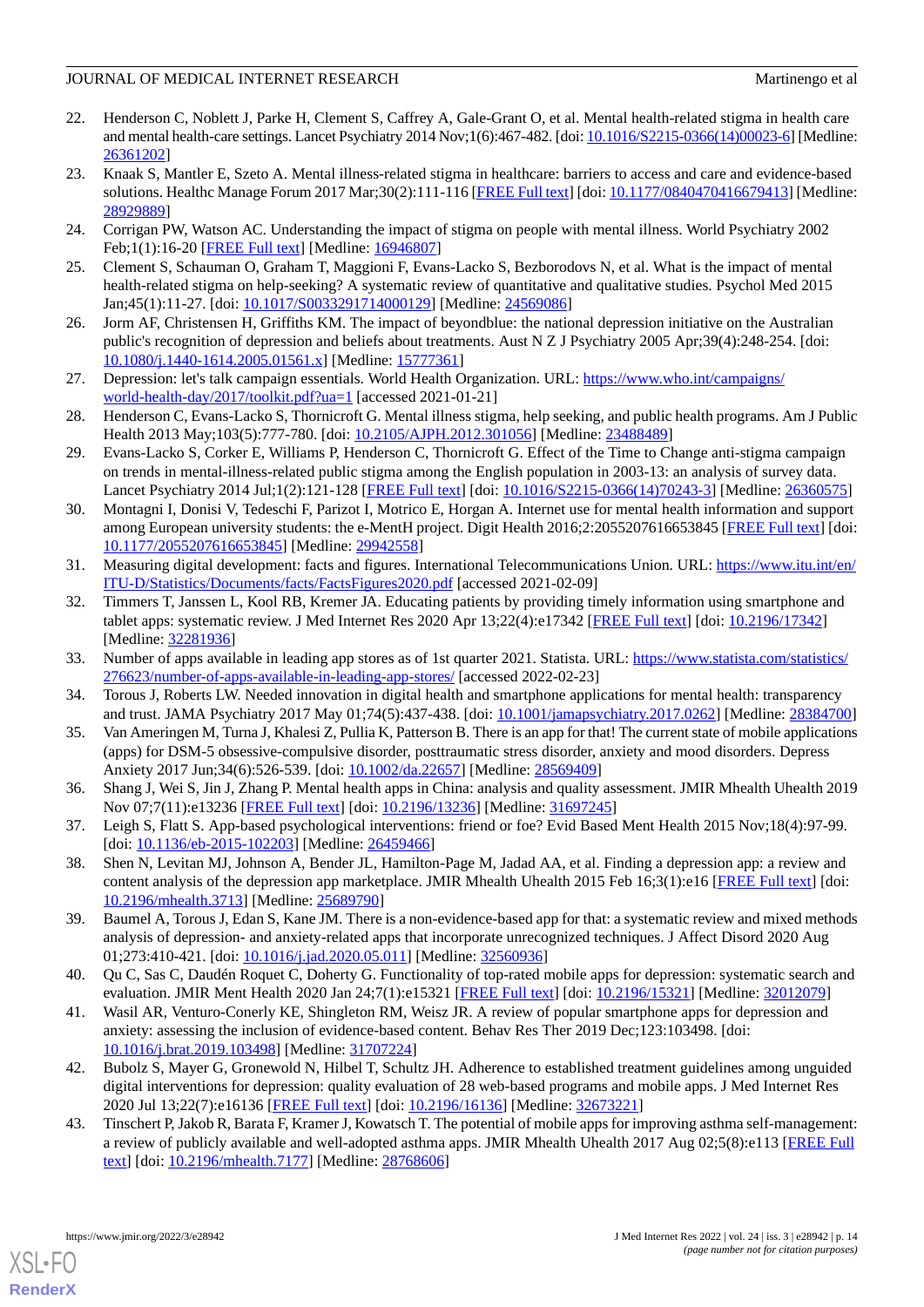22. Henderson C, Noblett J, Parke H, Clement S, Caffrey A, Gale-Grant O, et al. Mental health-related stigma in health care and mental health-care settings. Lancet Psychiatry 2014 Nov;1(6):467-482. [doi: 10.1016/S2215-0366(14)00023-6] [Medline: 26361202]
23. Knaak S, Mantler E, Szeto A. Mental illness-related stigma in healthcare: barriers to access and care and evidence-based solutions. Healthc Manage Forum 2017 Mar;30(2):111-116 [FREE Full text] [doi: 10.1177/0840470416679413] [Medline: 28929889]
24. Corrigan PW, Watson AC. Understanding the impact of stigma on people with mental illness. World Psychiatry 2002 Feb;1(1):16-20 [FREE Full text] [Medline: 16946807]
25. Clement S, Schauman O, Graham T, Maggioni F, Evans-Lacko S, Bezborodovs N, et al. What is the impact of mental health-related stigma on help-seeking? A systematic review of quantitative and qualitative studies. Psychol Med 2015 Jan;45(1):11-27. [doi: 10.1017/S0033291714000129] [Medline: 24569086]
26. Jorm AF, Christensen H, Griffiths KM. The impact of beyondblue: the national depression initiative on the Australian public's recognition of depression and beliefs about treatments. Aust N Z J Psychiatry 2005 Apr;39(4):248-254. [doi: 10.1080/j.1440-1614.2005.01561.x] [Medline: 15777361]
27. Depression: let's talk campaign essentials. World Health Organization. URL: https://www.who.int/campaigns/world-health-day/2017/toolkit.pdf?ua=1 [accessed 2021-01-21]
28. Henderson C, Evans-Lacko S, Thornicroft G. Mental illness stigma, help seeking, and public health programs. Am J Public Health 2013 May;103(5):777-780. [doi: 10.2105/AJPH.2012.301056] [Medline: 23488489]
29. Evans-Lacko S, Corker E, Williams P, Henderson C, Thornicroft G. Effect of the Time to Change anti-stigma campaign on trends in mental-illness-related public stigma among the English population in 2003-13: an analysis of survey data. Lancet Psychiatry 2014 Jul;1(2):121-128 [FREE Full text] [doi: 10.1016/S2215-0366(14)70243-3] [Medline: 26360575]
30. Montagni I, Donisi V, Tedeschi F, Parizot I, Motrico E, Horgan A. Internet use for mental health information and support among European university students: the e-MentH project. Digit Health 2016;2:2055207616653845 [FREE Full text] [doi: 10.1177/2055207616653845] [Medline: 29942558]
31. Measuring digital development: facts and figures. International Telecommunications Union. URL: https://www.itu.int/en/ITU-D/Statistics/Documents/facts/FactsFigures2020.pdf [accessed 2021-02-09]
32. Timmers T, Janssen L, Kool RB, Kremer JA. Educating patients by providing timely information using smartphone and tablet apps: systematic review. J Med Internet Res 2020 Apr 13;22(4):e17342 [FREE Full text] [doi: 10.2196/17342] [Medline: 32281936]
33. Number of apps available in leading app stores as of 1st quarter 2021. Statista. URL: https://www.statista.com/statistics/276623/number-of-apps-available-in-leading-app-stores/ [accessed 2022-02-23]
34. Torous J, Roberts LW. Needed innovation in digital health and smartphone applications for mental health: transparency and trust. JAMA Psychiatry 2017 May 01;74(5):437-438. [doi: 10.1001/jamapsychiatry.2017.0262] [Medline: 28384700]
35. Van Ameringen M, Turna J, Khalesi Z, Pullia K, Patterson B. There is an app for that! The current state of mobile applications (apps) for DSM-5 obsessive-compulsive disorder, posttraumatic stress disorder, anxiety and mood disorders. Depress Anxiety 2017 Jun;34(6):526-539. [doi: 10.1002/da.22657] [Medline: 28569409]
36. Shang J, Wei S, Jin J, Zhang P. Mental health apps in China: analysis and quality assessment. JMIR Mhealth Uhealth 2019 Nov 07;7(11):e13236 [FREE Full text] [doi: 10.2196/13236] [Medline: 31697245]
37. Leigh S, Flatt S. App-based psychological interventions: friend or foe? Evid Based Ment Health 2015 Nov;18(4):97-99. [doi: 10.1136/eb-2015-102203] [Medline: 26459466]
38. Shen N, Levitan MJ, Johnson A, Bender JL, Hamilton-Page M, Jadad AA, et al. Finding a depression app: a review and content analysis of the depression app marketplace. JMIR Mhealth Uhealth 2015 Feb 16;3(1):e16 [FREE Full text] [doi: 10.2196/mhealth.3713] [Medline: 25689790]
39. Baumel A, Torous J, Edan S, Kane JM. There is a non-evidence-based app for that: a systematic review and mixed methods analysis of depression- and anxiety-related apps that incorporate unrecognized techniques. J Affect Disord 2020 Aug 01;273:410-421. [doi: 10.1016/j.jad.2020.05.011] [Medline: 32560936]
40. Qu C, Sas C, Daudén Roquet C, Doherty G. Functionality of top-rated mobile apps for depression: systematic search and evaluation. JMIR Ment Health 2020 Jan 24;7(1):e15321 [FREE Full text] [doi: 10.2196/15321] [Medline: 32012079]
41. Wasil AR, Venturo-Conerly KE, Shingleton RM, Weisz JR. A review of popular smartphone apps for depression and anxiety: assessing the inclusion of evidence-based content. Behav Res Ther 2019 Dec;123:103498. [doi: 10.1016/j.brat.2019.103498] [Medline: 31707224]
42. Bubolz S, Mayer G, Gronewold N, Hilbel T, Schultz JH. Adherence to established treatment guidelines among unguided digital interventions for depression: quality evaluation of 28 web-based programs and mobile apps. J Med Internet Res 2020 Jul 13;22(7):e16136 [FREE Full text] [doi: 10.2196/16136] [Medline: 32673221]
43. Tinschert P, Jakob R, Barata F, Kramer J, Kowatsch T. The potential of mobile apps for improving asthma self-management: a review of publicly available and well-adopted asthma apps. JMIR Mhealth Uhealth 2017 Aug 02;5(8):e113 [FREE Full text] [doi: 10.2196/mhealth.7177] [Medline: 28768606]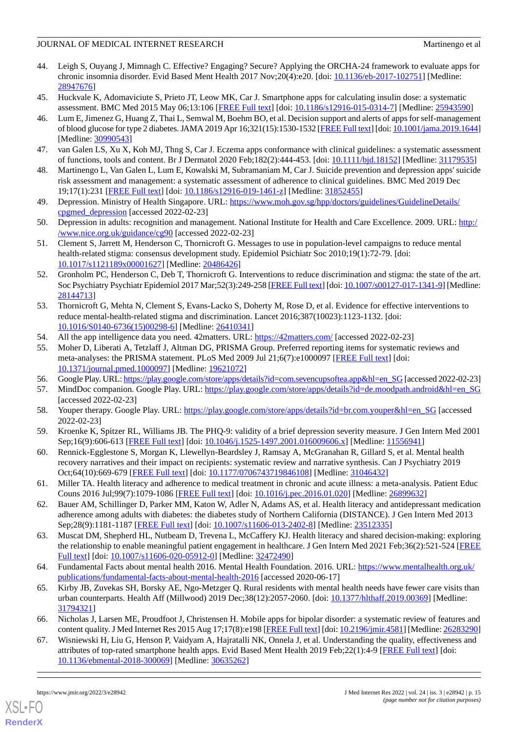44. Leigh S, Ouyang J, Mimnagh C. Effective? Engaging? Secure? Applying the ORCHA-24 framework to evaluate apps for chronic insomnia disorder. Evid Based Ment Health 2017 Nov;20(4):e20. [doi: 10.1136/eb-2017-102751] [Medline: 28947676]
45. Huckvale K, Adomaviciute S, Prieto JT, Leow MK, Car J. Smartphone apps for calculating insulin dose: a systematic assessment. BMC Med 2015 May 06;13:106 [FREE Full text] [doi: 10.1186/s12916-015-0314-7] [Medline: 25943590]
46. Lum E, Jimenez G, Huang Z, Thai L, Semwal M, Boehm BO, et al. Decision support and alerts of apps for self-management of blood glucose for type 2 diabetes. JAMA 2019 Apr 16;321(15):1530-1532 [FREE Full text] [doi: 10.1001/jama.2019.1644] [Medline: 30990543]
47. van Galen LS, Xu X, Koh MJ, Thng S, Car J. Eczema apps conformance with clinical guidelines: a systematic assessment of functions, tools and content. Br J Dermatol 2020 Feb;182(2):444-453. [doi: 10.1111/bjd.18152] [Medline: 31179535]
48. Martinengo L, Van Galen L, Lum E, Kowalski M, Subramaniam M, Car J. Suicide prevention and depression apps' suicide risk assessment and management: a systematic assessment of adherence to clinical guidelines. BMC Med 2019 Dec 19;17(1):231 [FREE Full text] [doi: 10.1186/s12916-019-1461-z] [Medline: 31852455]
49. Depression. Ministry of Health Singapore. URL: https://www.moh.gov.sg/hpp/doctors/guidelines/GuidelineDetails/cpgmed_depression [accessed 2022-02-23]
50. Depression in adults: recognition and management. National Institute for Health and Care Excellence. 2009. URL: http://www.nice.org.uk/guidance/cg90 [accessed 2022-02-23]
51. Clement S, Jarrett M, Henderson C, Thornicroft G. Messages to use in population-level campaigns to reduce mental health-related stigma: consensus development study. Epidemiol Psichiatr Soc 2010;19(1):72-79. [doi: 10.1017/s1121189x00001627] [Medline: 20486426]
52. Gronholm PC, Henderson C, Deb T, Thornicroft G. Interventions to reduce discrimination and stigma: the state of the art. Soc Psychiatry Psychiatr Epidemiol 2017 Mar;52(3):249-258 [FREE Full text] [doi: 10.1007/s00127-017-1341-9] [Medline: 28144713]
53. Thornicroft G, Mehta N, Clement S, Evans-Lacko S, Doherty M, Rose D, et al. Evidence for effective interventions to reduce mental-health-related stigma and discrimination. Lancet 2016;387(10023):1123-1132. [doi: 10.1016/S0140-6736(15)00298-6] [Medline: 26410341]
54. All the app intelligence data you need. 42matters. URL: https://42matters.com/ [accessed 2022-02-23]
55. Moher D, Liberati A, Tetzlaff J, Altman DG, PRISMA Group. Preferred reporting items for systematic reviews and meta-analyses: the PRISMA statement. PLoS Med 2009 Jul 21;6(7):e1000097 [FREE Full text] [doi: 10.1371/journal.pmed.1000097] [Medline: 19621072]
56. Google Play. URL: https://play.google.com/store/apps/details?id=com.sevencupsoftea.app&hl=en_SG [accessed 2022-02-23]
57. MindDoc companion. Google Play. URL: https://play.google.com/store/apps/details?id=de.moodpath.android&hl=en_SG [accessed 2022-02-23]
58. Youper therapy. Google Play. URL: https://play.google.com/store/apps/details?id=br.com.youper&hl=en_SG [accessed 2022-02-23]
59. Kroenke K, Spitzer RL, Williams JB. The PHQ-9: validity of a brief depression severity measure. J Gen Intern Med 2001 Sep;16(9):606-613 [FREE Full text] [doi: 10.1046/j.1525-1497.2001.016009606.x] [Medline: 11556941]
60. Rennick-Egglestone S, Morgan K, Llewellyn-Beardsley J, Ramsay A, McGranahan R, Gillard S, et al. Mental health recovery narratives and their impact on recipients: systematic review and narrative synthesis. Can J Psychiatry 2019 Oct;64(10):669-679 [FREE Full text] [doi: 10.1177/0706743719846108] [Medline: 31046432]
61. Miller TA. Health literacy and adherence to medical treatment in chronic and acute illness: a meta-analysis. Patient Educ Couns 2016 Jul;99(7):1079-1086 [FREE Full text] [doi: 10.1016/j.pec.2016.01.020] [Medline: 26899632]
62. Bauer AM, Schillinger D, Parker MM, Katon W, Adler N, Adams AS, et al. Health literacy and antidepressant medication adherence among adults with diabetes: the diabetes study of Northern California (DISTANCE). J Gen Intern Med 2013 Sep;28(9):1181-1187 [FREE Full text] [doi: 10.1007/s11606-013-2402-8] [Medline: 23512335]
63. Muscat DM, Shepherd HL, Nutbeam D, Trevena L, McCaffery KJ. Health literacy and shared decision-making: exploring the relationship to enable meaningful patient engagement in healthcare. J Gen Intern Med 2021 Feb;36(2):521-524 [FREE Full text] [doi: 10.1007/s11606-020-05912-0] [Medline: 32472490]
64. Fundamental Facts about mental health 2016. Mental Health Foundation. 2016. URL: https://www.mentalhealth.org.uk/publications/fundamental-facts-about-mental-health-2016 [accessed 2020-06-17]
65. Kirby JB, Zuvekas SH, Borsky AE, Ngo-Metzger Q. Rural residents with mental health needs have fewer care visits than urban counterparts. Health Aff (Millwood) 2019 Dec;38(12):2057-2060. [doi: 10.1377/hlthaff.2019.00369] [Medline: 31794321]
66. Nicholas J, Larsen ME, Proudfoot J, Christensen H. Mobile apps for bipolar disorder: a systematic review of features and content quality. J Med Internet Res 2015 Aug 17;17(8):e198 [FREE Full text] [doi: 10.2196/jmir.4581] [Medline: 26283290]
67. Wisniewski H, Liu G, Henson P, Vaidyam A, Hajratalli NK, Onnela J, et al. Understanding the quality, effectiveness and attributes of top-rated smartphone health apps. Evid Based Ment Health 2019 Feb;22(1):4-9 [FREE Full text] [doi: 10.1136/ebmental-2018-300069] [Medline: 30635262]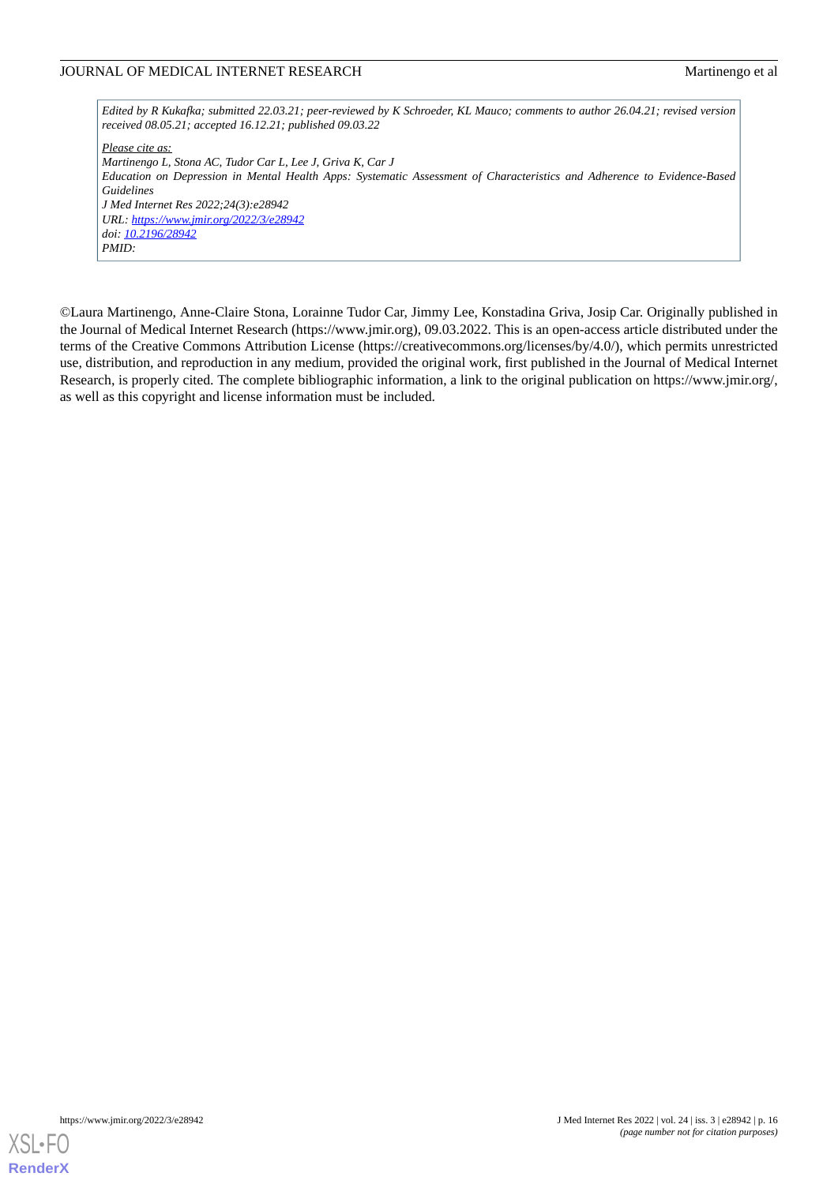*Edited by R Kukafka; submitted 22.03.21; peer-reviewed by K Schroeder, KL Mauco; comments to author 26.04.21; revised version received 08.05.21; accepted 16.12.21; published 09.03.22*

*Please cite as:*
*Martinengo L, Stona AC, Tudor Car L, Lee J, Griva K, Car J*
*Education on Depression in Mental Health Apps: Systematic Assessment of Characteristics and Adherence to Evidence-Based Guidelines*
*J Med Internet Res 2022;24(3):e28942*
*URL: https://www.jmir.org/2022/3/e28942*
*doi: 10.2196/28942*
*PMID:*

©Laura Martinengo, Anne-Claire Stona, Lorainne Tudor Car, Jimmy Lee, Konstadina Griva, Josip Car. Originally published in the Journal of Medical Internet Research (https://www.jmir.org), 09.03.2022. This is an open-access article distributed under the terms of the Creative Commons Attribution License (https://creativecommons.org/licenses/by/4.0/), which permits unrestricted use, distribution, and reproduction in any medium, provided the original work, first published in the Journal of Medical Internet Research, is properly cited. The complete bibliographic information, a link to the original publication on https://www.jmir.org/, as well as this copyright and license information must be included.